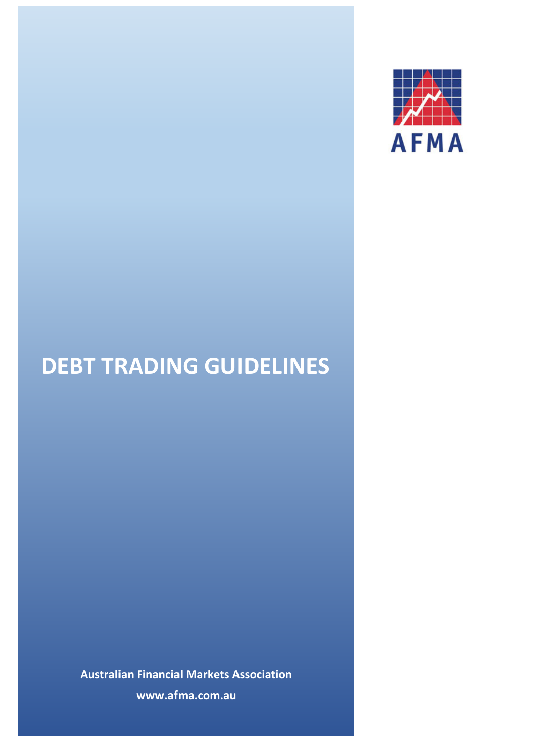AFMA

# DEBT TRADING GUIDELINES

**Australian Financial Markets Association**

**www.afma.com.au**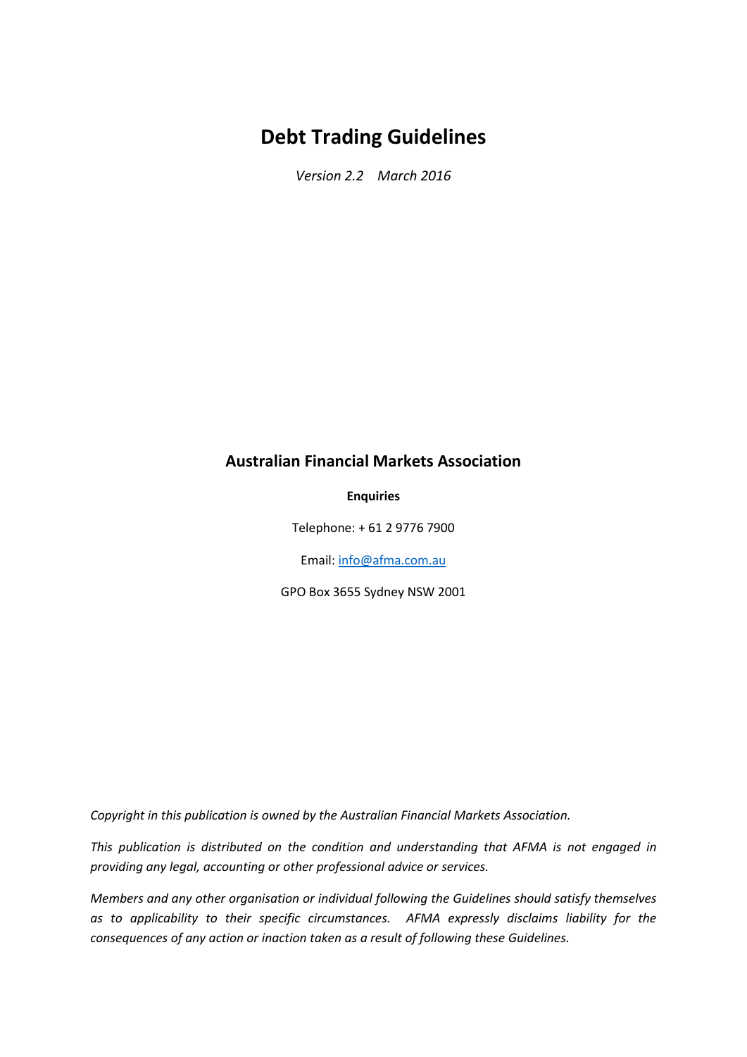# Debt Trading Guidelines

*Version 2.2 March 2016*

## Australian Financial Markets Association

**Enquiries**

Telephone: + 61 2 9776 7900

Email: info@afma.com.au

GPO Box 3655 Sydney NSW 2001

*Copyright in this publication is owned by the Australian Financial Markets Association.*

*This publication is distributed on the condition and understanding that AFMA is not engaged in providing any legal, accounting or other professional advice or services.*

*Members and any other organisation or individual following the Guidelines should satisfy themselves as to applicability to their specific circumstances. AFMA expressly disclaims liability for the consequences of any action or inaction taken as a result of following these Guidelines.*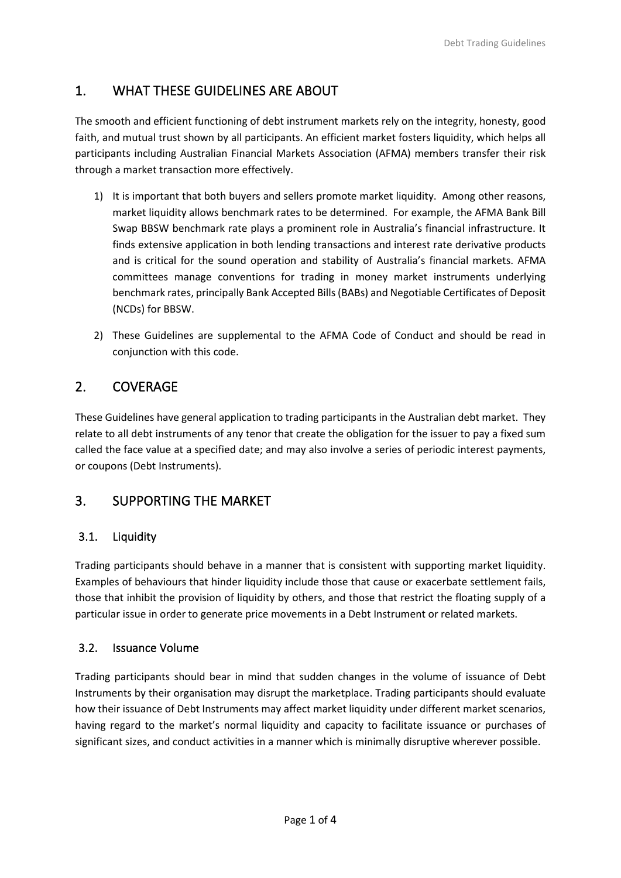## 1. WHAT THESE GUIDELINES ARE ABOUT

The smooth and efficient functioning of debt instrument markets rely on the integrity, honesty, good faith, and mutual trust shown by all participants. An efficient market fosters liquidity, which helps all participants including Australian Financial Markets Association (AFMA) members transfer their risk through a market transaction more effectively.

1) It is important that both buyers and sellers promote market liquidity. Among other reasons, market liquidity allows benchmark rates to be determined. For example, the AFMA Bank Bill Swap BBSW benchmark rate plays a prominent role in Australia's financial infrastructure. It finds extensive application in both lending transactions and interest rate derivative products and is critical for the sound operation and stability of Australia's financial markets. AFMA committees manage conventions for trading in money market instruments underlying benchmark rates, principally Bank Accepted Bills (BABs) and Negotiable Certificates of Deposit (NCDs) for BBSW.

2) These Guidelines are supplemental to the AFMA Code of Conduct and should be read in conjunction with this code.

## 2. COVERAGE

These Guidelines have general application to trading participants in the Australian debt market. They relate to all debt instruments of any tenor that create the obligation for the issuer to pay a fixed sum called the face value at a specified date; and may also involve a series of periodic interest payments, or coupons (Debt Instruments).

## 3. SUPPORTING THE MARKET

### 3.1. Liquidity

Trading participants should behave in a manner that is consistent with supporting market liquidity. Examples of behaviours that hinder liquidity include those that cause or exacerbate settlement fails, those that inhibit the provision of liquidity by others, and those that restrict the floating supply of a particular issue in order to generate price movements in a Debt Instrument or related markets.

### 3.2. Issuance Volume

Trading participants should bear in mind that sudden changes in the volume of issuance of Debt Instruments by their organisation may disrupt the marketplace. Trading participants should evaluate how their issuance of Debt Instruments may affect market liquidity under different market scenarios, having regard to the market's normal liquidity and capacity to facilitate issuance or purchases of significant sizes, and conduct activities in a manner which is minimally disruptive wherever possible.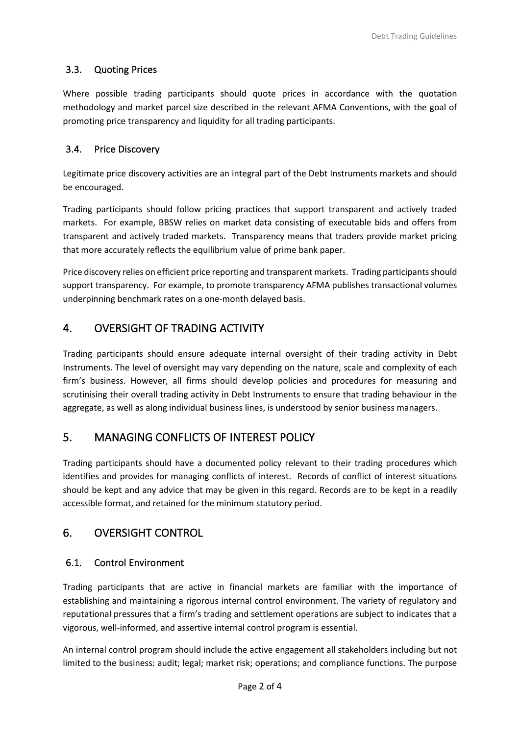### 3.3. Quoting Prices

Where possible trading participants should quote prices in accordance with the quotation methodology and market parcel size described in the relevant AFMA Conventions, with the goal of promoting price transparency and liquidity for all trading participants.

### 3.4. Price Discovery

Legitimate price discovery activities are an integral part of the Debt Instruments markets and should be encouraged.

Trading participants should follow pricing practices that support transparent and actively traded markets. For example, BBSW relies on market data consisting of executable bids and offers from transparent and actively traded markets. Transparency means that traders provide market pricing that more accurately reflects the equilibrium value of prime bank paper.

Price discovery relies on efficient price reporting and transparent markets. Trading participants should support transparency. For example, to promote transparency AFMA publishes transactional volumes underpinning benchmark rates on a one-month delayed basis.

## 4. OVERSIGHT OF TRADING ACTIVITY

Trading participants should ensure adequate internal oversight of their trading activity in Debt Instruments. The level of oversight may vary depending on the nature, scale and complexity of each firm's business. However, all firms should develop policies and procedures for measuring and scrutinising their overall trading activity in Debt Instruments to ensure that trading behaviour in the aggregate, as well as along individual business lines, is understood by senior business managers.

## 5. MANAGING CONFLICTS OF INTEREST POLICY

Trading participants should have a documented policy relevant to their trading procedures which identifies and provides for managing conflicts of interest. Records of conflict of interest situations should be kept and any advice that may be given in this regard. Records are to be kept in a readily accessible format, and retained for the minimum statutory period.

## 6. OVERSIGHT CONTROL

### 6.1. Control Environment

Trading participants that are active in financial markets are familiar with the importance of establishing and maintaining a rigorous internal control environment. The variety of regulatory and reputational pressures that a firm's trading and settlement operations are subject to indicates that a vigorous, well-informed, and assertive internal control program is essential.

An internal control program should include the active engagement all stakeholders including but not limited to the business: audit; legal; market risk; operations; and compliance functions. The purpose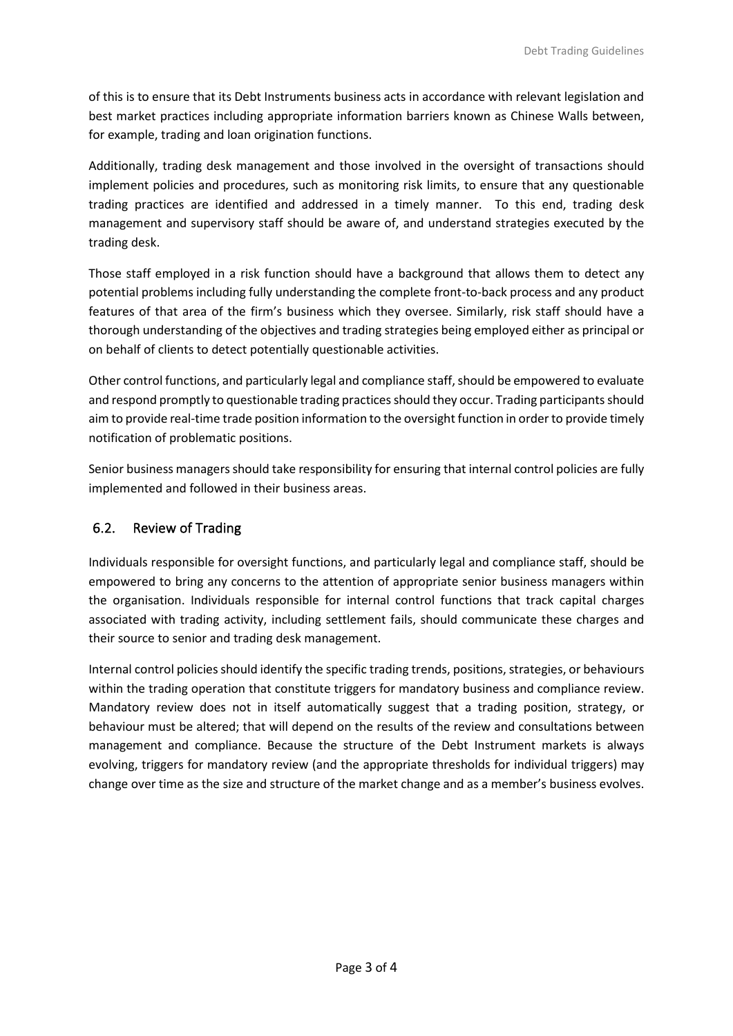of this is to ensure that its Debt Instruments business acts in accordance with relevant legislation and best market practices including appropriate information barriers known as Chinese Walls between, for example, trading and loan origination functions.

Additionally, trading desk management and those involved in the oversight of transactions should implement policies and procedures, such as monitoring risk limits, to ensure that any questionable trading practices are identified and addressed in a timely manner. To this end, trading desk management and supervisory staff should be aware of, and understand strategies executed by the trading desk.

Those staff employed in a risk function should have a background that allows them to detect any potential problems including fully understanding the complete front-to-back process and any product features of that area of the firm's business which they oversee. Similarly, risk staff should have a thorough understanding of the objectives and trading strategies being employed either as principal or on behalf of clients to detect potentially questionable activities.

Other control functions, and particularly legal and compliance staff, should be empowered to evaluate and respond promptly to questionable trading practices should they occur. Trading participants should aim to provide real-time trade position information to the oversight function in order to provide timely notification of problematic positions.

Senior business managers should take responsibility for ensuring that internal control policies are fully implemented and followed in their business areas.

## 6.2. Review of Trading

Individuals responsible for oversight functions, and particularly legal and compliance staff, should be empowered to bring any concerns to the attention of appropriate senior business managers within the organisation. Individuals responsible for internal control functions that track capital charges associated with trading activity, including settlement fails, should communicate these charges and their source to senior and trading desk management.

Internal control policies should identify the specific trading trends, positions, strategies, or behaviours within the trading operation that constitute triggers for mandatory business and compliance review. Mandatory review does not in itself automatically suggest that a trading position, strategy, or behaviour must be altered; that will depend on the results of the review and consultations between management and compliance. Because the structure of the Debt Instrument markets is always evolving, triggers for mandatory review (and the appropriate thresholds for individual triggers) may change over time as the size and structure of the market change and as a member's business evolves.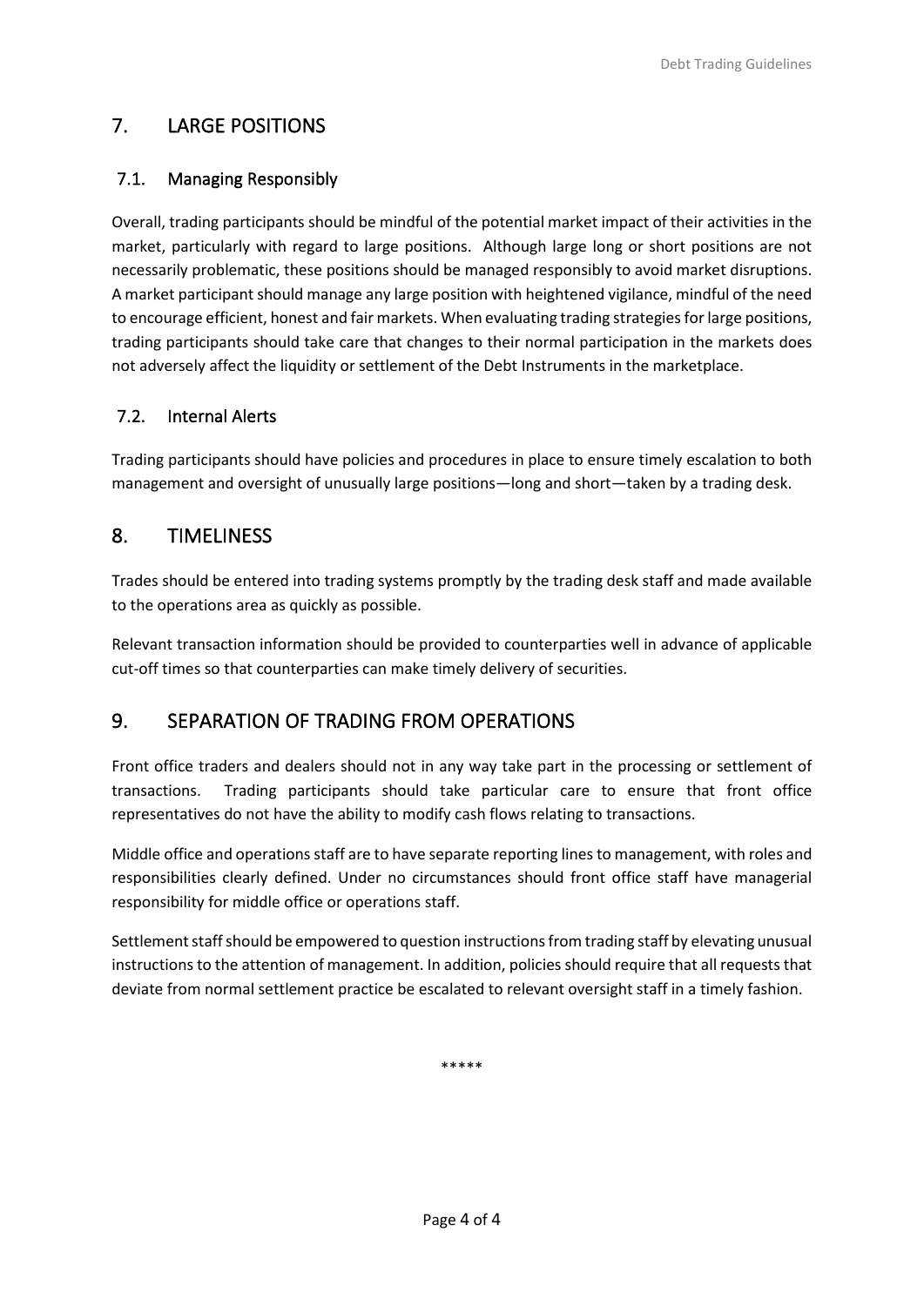## 7. LARGE POSITIONS

### 7.1. Managing Responsibly

Overall, trading participants should be mindful of the potential market impact of their activities in the market, particularly with regard to large positions. Although large long or short positions are not necessarily problematic, these positions should be managed responsibly to avoid market disruptions. A market participant should manage any large position with heightened vigilance, mindful of the need to encourage efficient, honest and fair markets. When evaluating trading strategies for large positions, trading participants should take care that changes to their normal participation in the markets does not adversely affect the liquidity or settlement of the Debt Instruments in the marketplace.

### 7.2. Internal Alerts

Trading participants should have policies and procedures in place to ensure timely escalation to both management and oversight of unusually large positions—long and short—taken by a trading desk.

## 8. TIMELINESS

Trades should be entered into trading systems promptly by the trading desk staff and made available to the operations area as quickly as possible.

Relevant transaction information should be provided to counterparties well in advance of applicable cut-off times so that counterparties can make timely delivery of securities.

## 9. SEPARATION OF TRADING FROM OPERATIONS

Front office traders and dealers should not in any way take part in the processing or settlement of transactions. Trading participants should take particular care to ensure that front office representatives do not have the ability to modify cash flows relating to transactions.

Middle office and operations staff are to have separate reporting lines to management, with roles and responsibilities clearly defined. Under no circumstances should front office staff have managerial responsibility for middle office or operations staff.

Settlement staff should be empowered to question instructions from trading staff by elevating unusual instructions to the attention of management. In addition, policies should require that all requests that deviate from normal settlement practice be escalated to relevant oversight staff in a timely fashion.

*****